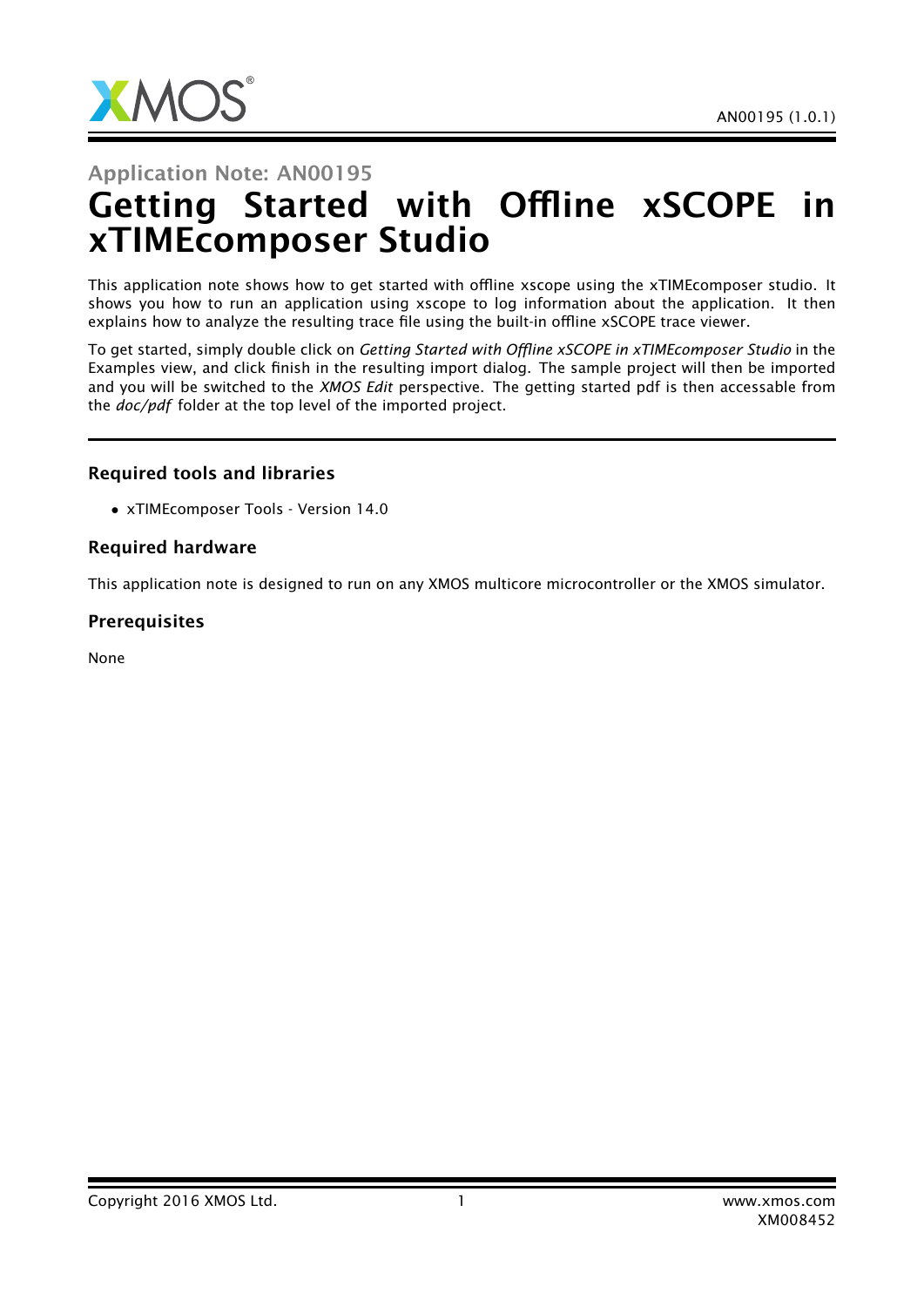Application Note: AN00195

# Getting Started with Offline xSCOPE in xTIMEcomposer Studio

This application note shows how to get started with offline xscope using the xTIMEcomposer studio. It shows you how to run an application using xscope to log information about the application. It then explains how to analyze the resulting trace file using the built-in offline xSCOPE trace viewer.

To get started, simply double click on *Getting Started with Offline xSCOPE in xTIMEcomposer Studio* in the Examples view, and click finish in the resulting import dialog. The sample project will then be imported and you will be switched to the *XMOS Edit* perspective. The getting started pdf is then accessable from the *doc/pdf* folder at the top level of the imported project.

### Required tools and libraries

- xTIMEcomposer Tools - Version 14.0

### Required hardware

This application note is designed to run on any XMOS multicore microcontroller or the XMOS simulator.

### Prerequisites

None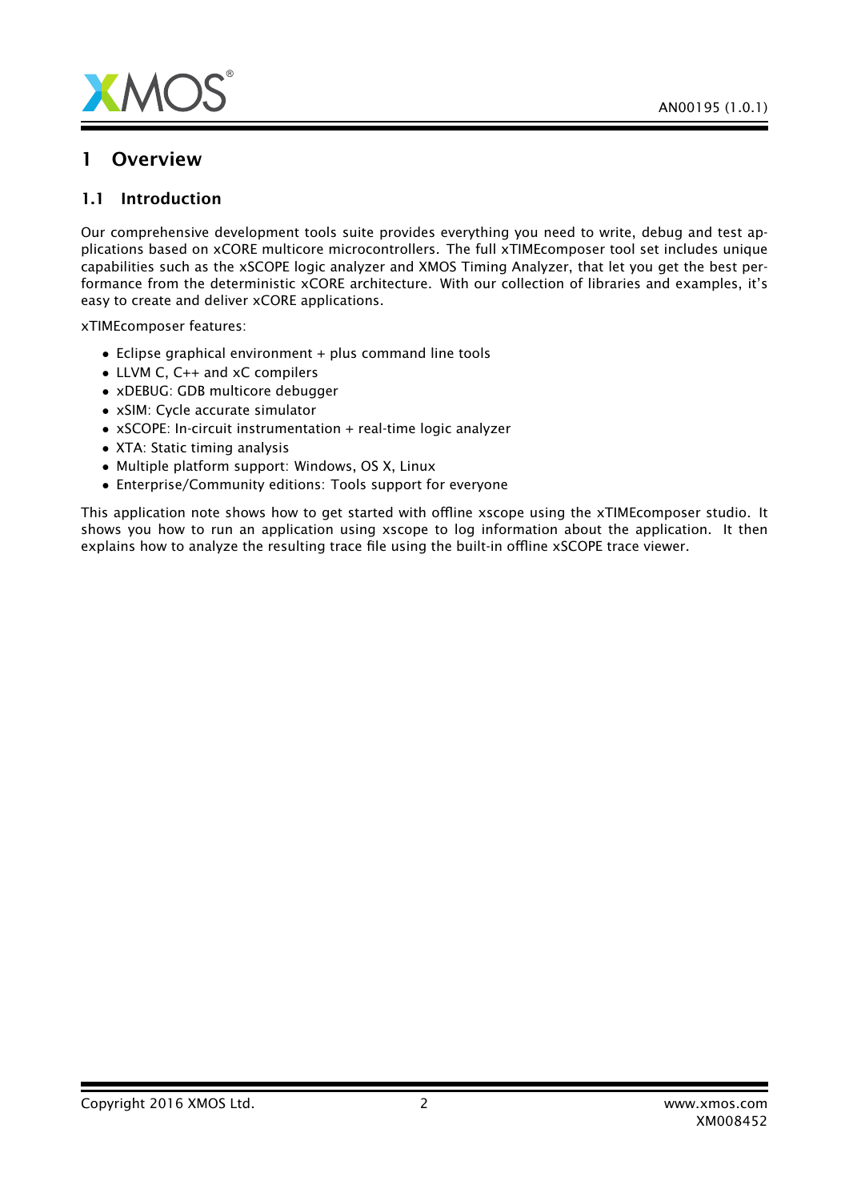# 1 Overview

## 1.1 Introduction

Our comprehensive development tools suite provides everything you need to write, debug and test applications based on xCORE multicore microcontrollers. The full xTIMEcomposer tool set includes unique capabilities such as the xSCOPE logic analyzer and XMOS Timing Analyzer, that let you get the best performance from the deterministic xCORE architecture. With our collection of libraries and examples, it's easy to create and deliver xCORE applications.

xTIMEcomposer features:

- Eclipse graphical environment + plus command line tools
- LLVM C, C++ and xC compilers
- xDEBUG: GDB multicore debugger
- xSIM: Cycle accurate simulator
- xSCOPE: In-circuit instrumentation + real-time logic analyzer
- XTA: Static timing analysis
- Multiple platform support: Windows, OS X, Linux
- Enterprise/Community editions: Tools support for everyone

This application note shows how to get started with offline xscope using the xTIMEcomposer studio. It shows you how to run an application using xscope to log information about the application. It then explains how to analyze the resulting trace file using the built-in offline xSCOPE trace viewer.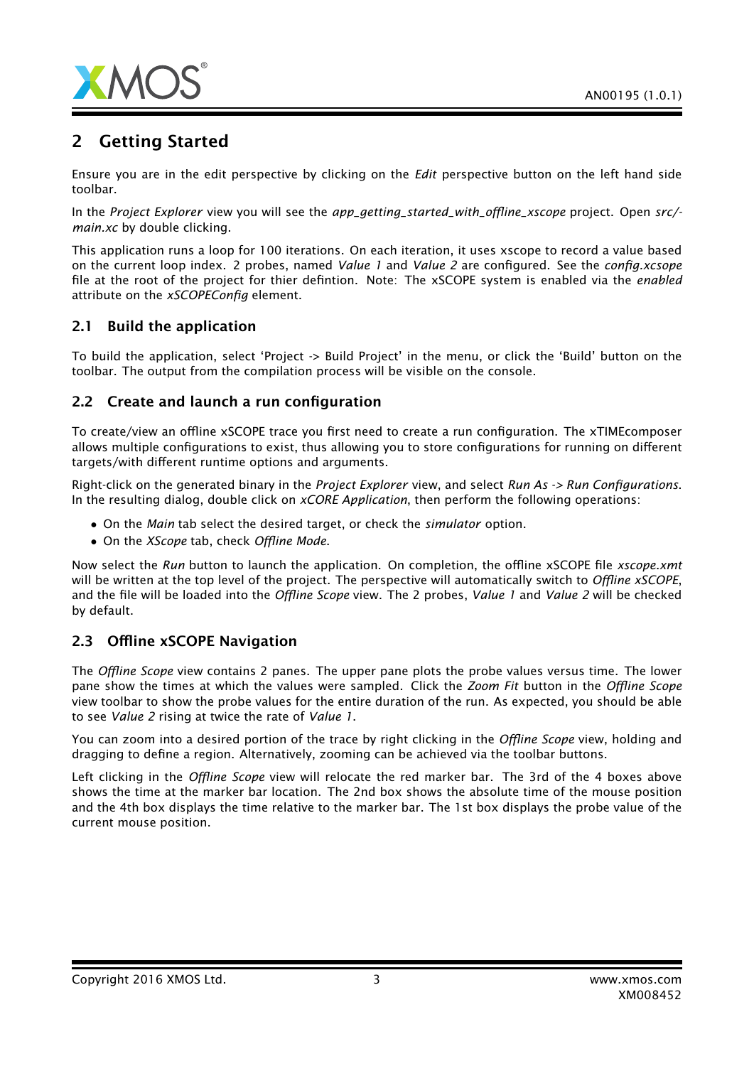## 2 Getting Started

Ensure you are in the edit perspective by clicking on the *Edit* perspective button on the left hand side toolbar.

In the *Project Explorer* view you will see the *app_getting_started_with_offline_xscope* project. Open *src/main.xc* by double clicking.

This application runs a loop for 100 iterations. On each iteration, it uses xscope to record a value based on the current loop index. 2 probes, named *Value 1* and *Value 2* are configured. See the *config.xcscope* file at the root of the project for thier defintion. Note: The xSCOPE system is enabled via the *enabled* attribute on the *xSCOPEConfig* element.

### 2.1 Build the application

To build the application, select 'Project -> Build Project' in the menu, or click the 'Build' button on the toolbar. The output from the compilation process will be visible on the console.

### 2.2 Create and launch a run configuration

To create/view an offline xSCOPE trace you first need to create a run configuration. The xTIMEcomposer allows multiple configurations to exist, thus allowing you to store configurations for running on different targets/with different runtime options and arguments.

Right-click on the generated binary in the *Project Explorer* view, and select *Run As -> Run Configurations*. In the resulting dialog, double click on *xCORE Application*, then perform the following operations:

- On the *Main* tab select the desired target, or check the *simulator* option.
- On the *XScope* tab, check *Offline Mode*.

Now select the *Run* button to launch the application. On completion, the offline xSCOPE file *xscope.xmt* will be written at the top level of the project. The perspective will automatically switch to *Offline xSCOPE*, and the file will be loaded into the *Offline Scope* view. The 2 probes, *Value 1* and *Value 2* will be checked by default.

### 2.3 Offline xSCOPE Navigation

The *Offline Scope* view contains 2 panes. The upper pane plots the probe values versus time. The lower pane show the times at which the values were sampled. Click the *Zoom Fit* button in the *Offline Scope* view toolbar to show the probe values for the entire duration of the run. As expected, you should be able to see *Value 2* rising at twice the rate of *Value 1*.

You can zoom into a desired portion of the trace by right clicking in the *Offline Scope* view, holding and dragging to define a region. Alternatively, zooming can be achieved via the toolbar buttons.

Left clicking in the *Offline Scope* view will relocate the red marker bar. The 3rd of the 4 boxes above shows the time at the marker bar location. The 2nd box shows the absolute time of the mouse position and the 4th box displays the time relative to the marker bar. The 1st box displays the probe value of the current mouse position.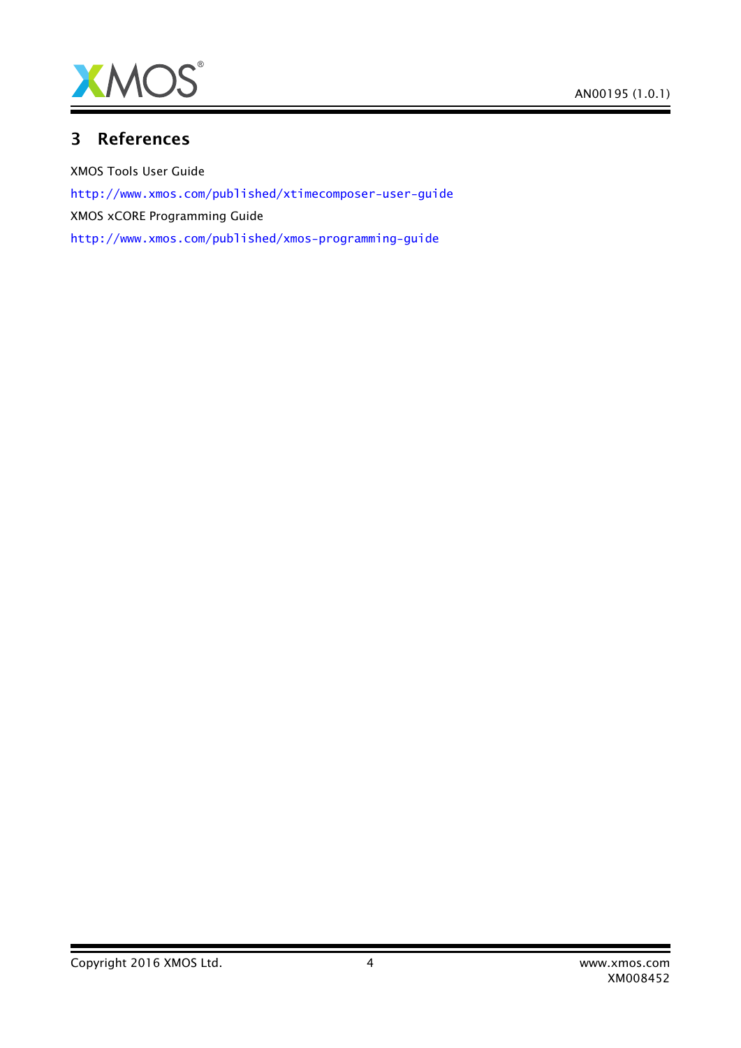## 3 References

XMOS Tools User Guide

http://www.xmos.com/published/xtimecomposer-user-guide

XMOS xCORE Programming Guide

http://www.xmos.com/published/xmos-programming-guide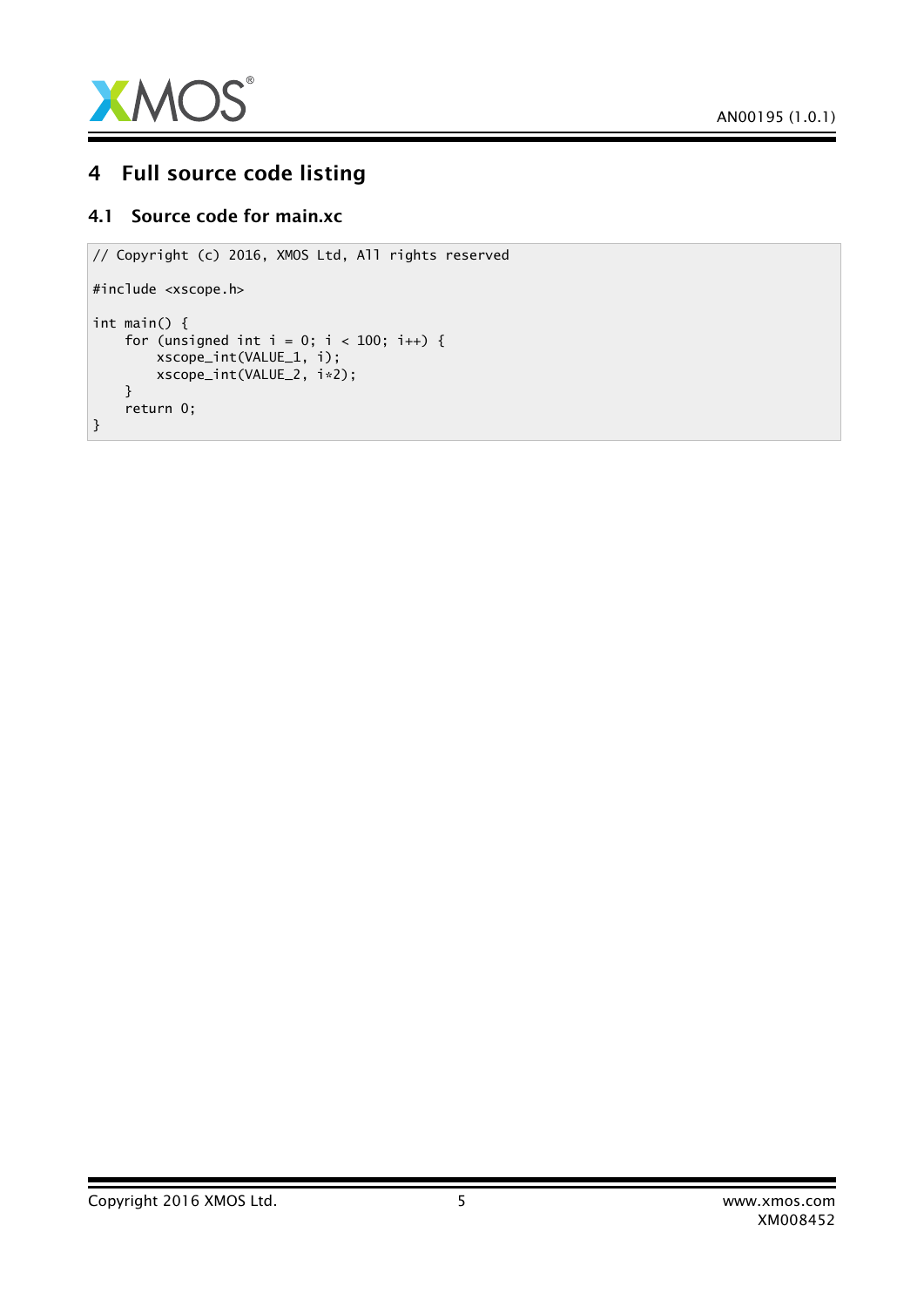# 4 Full source code listing

## 4.1 Source code for main.xc

```
// Copyright (c) 2016, XMOS Ltd, All rights reserved

#include <xscope.h>

int main() {
    for (unsigned int i = 0; i < 100; i++) {
        xscope_int(VALUE_1, i);
        xscope_int(VALUE_2, i*2);
    }
    return 0;
}
```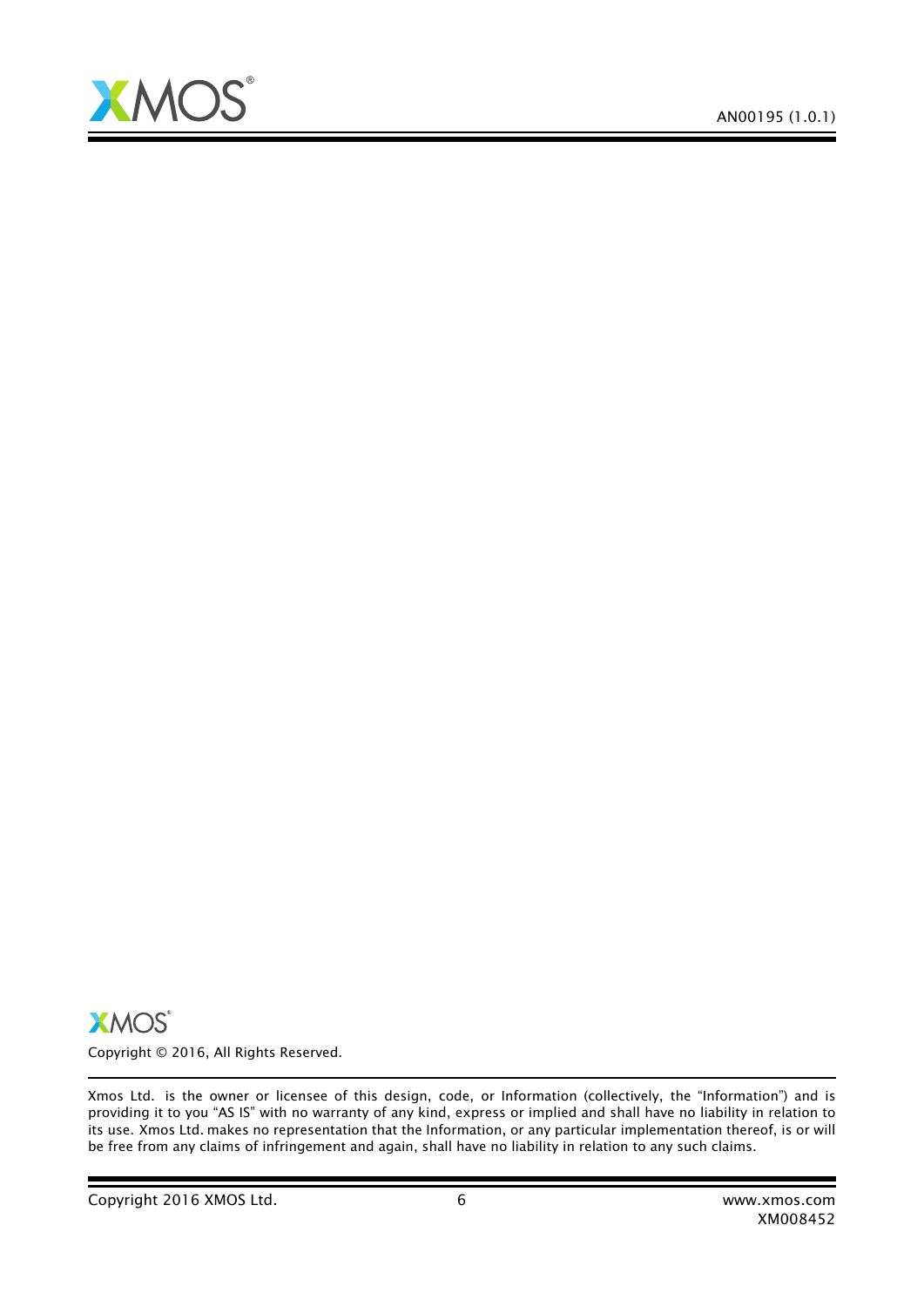XMOS

Copyright © 2016, All Rights Reserved.

Xmos Ltd. is the owner or licensee of this design, code, or Information (collectively, the "Information") and is providing it to you "AS IS" with no warranty of any kind, express or implied and shall have no liability in relation to its use. Xmos Ltd. makes no representation that the Information, or any particular implementation thereof, is or will be free from any claims of infringement and again, shall have no liability in relation to any such claims.